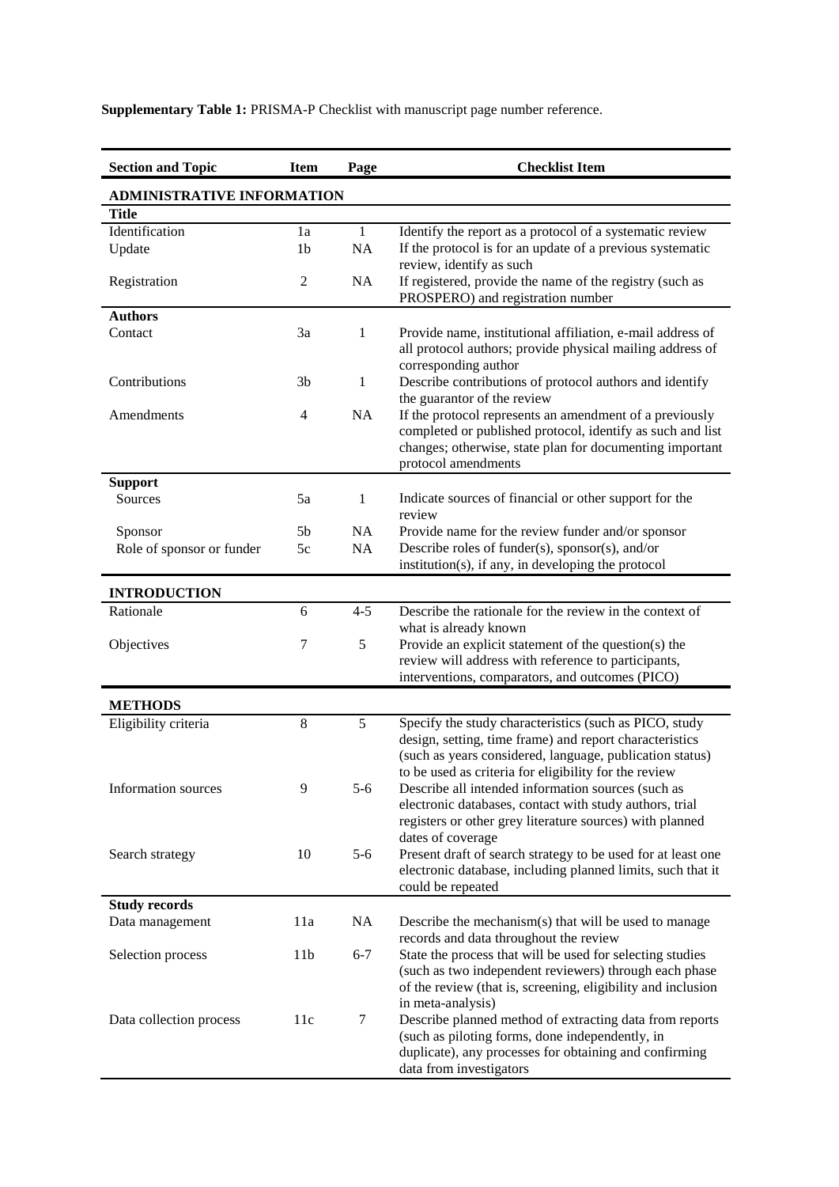**Supplementary Table 1:** PRISMA-P Checklist with manuscript page number reference.

| Section and Topic | Item | Page | Checklist Item |
|---|---|---|---|
| **ADMINISTRATIVE INFORMATION** | | | |
| **Title** | | | |
| Identification | 1a | 1 | Identify the report as a protocol of a systematic review |
| Update | 1b | NA | If the protocol is for an update of a previous systematic review, identify as such |
| Registration | 2 | NA | If registered, provide the name of the registry (such as PROSPERO) and registration number |
| **Authors** | | | |
| Contact | 3a | 1 | Provide name, institutional affiliation, e-mail address of all protocol authors; provide physical mailing address of corresponding author |
| Contributions | 3b | 1 | Describe contributions of protocol authors and identify the guarantor of the review |
| Amendments | 4 | NA | If the protocol represents an amendment of a previously completed or published protocol, identify as such and list changes; otherwise, state plan for documenting important protocol amendments |
| **Support** | | | |
| Sources | 5a | 1 | Indicate sources of financial or other support for the review |
| Sponsor | 5b | NA | Provide name for the review funder and/or sponsor |
| Role of sponsor or funder | 5c | NA | Describe roles of funder(s), sponsor(s), and/or institution(s), if any, in developing the protocol |
| **INTRODUCTION** | | | |
| Rationale | 6 | 4-5 | Describe the rationale for the review in the context of what is already known |
| Objectives | 7 | 5 | Provide an explicit statement of the question(s) the review will address with reference to participants, interventions, comparators, and outcomes (PICO) |
| **METHODS** | | | |
| Eligibility criteria | 8 | 5 | Specify the study characteristics (such as PICO, study design, setting, time frame) and report characteristics (such as years considered, language, publication status) to be used as criteria for eligibility for the review |
| Information sources | 9 | 5-6 | Describe all intended information sources (such as electronic databases, contact with study authors, trial registers or other grey literature sources) with planned dates of coverage |
| Search strategy | 10 | 5-6 | Present draft of search strategy to be used for at least one electronic database, including planned limits, such that it could be repeated |
| **Study records** | | | |
| Data management | 11a | NA | Describe the mechanism(s) that will be used to manage records and data throughout the review |
| Selection process | 11b | 6-7 | State the process that will be used for selecting studies (such as two independent reviewers) through each phase of the review (that is, screening, eligibility and inclusion in meta-analysis) |
| Data collection process | 11c | 7 | Describe planned method of extracting data from reports (such as piloting forms, done independently, in duplicate), any processes for obtaining and confirming data from investigators |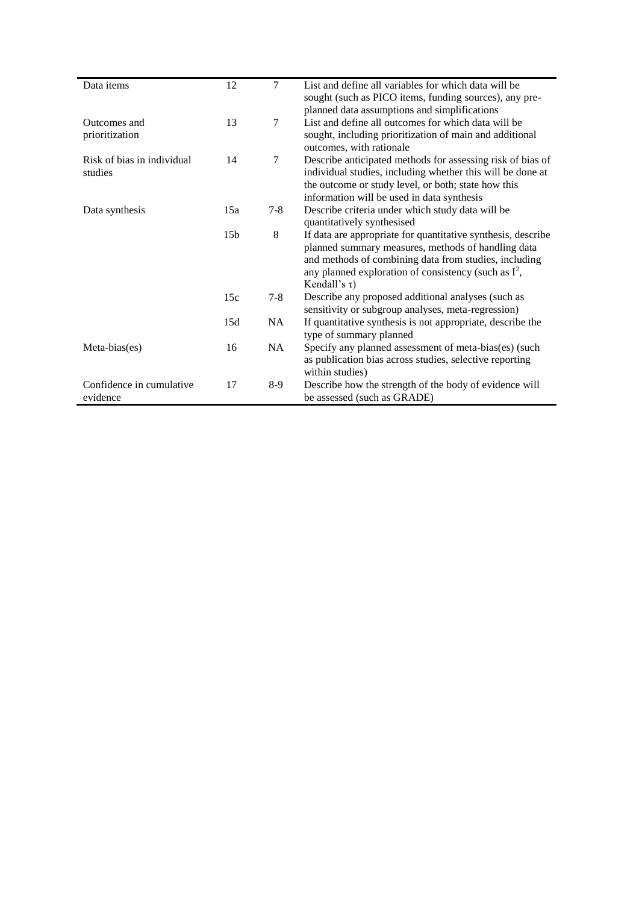| | | | |
|---|---|---|---|
| Data items | 12 | 7 | List and define all variables for which data will be sought (such as PICO items, funding sources), any pre-planned data assumptions and simplifications |
| Outcomes and prioritization | 13 | 7 | List and define all outcomes for which data will be sought, including prioritization of main and additional outcomes, with rationale |
| Risk of bias in individual studies | 14 | 7 | Describe anticipated methods for assessing risk of bias of individual studies, including whether this will be done at the outcome or study level, or both; state how this information will be used in data synthesis |
| Data synthesis | 15a | 7-8 | Describe criteria under which study data will be quantitatively synthesised |
| | 15b | 8 | If data are appropriate for quantitative synthesis, describe planned summary measures, methods of handling data and methods of combining data from studies, including any planned exploration of consistency (such as $I^2$, Kendall's $\tau$) |
| | 15c | 7-8 | Describe any proposed additional analyses (such as sensitivity or subgroup analyses, meta-regression) |
| | 15d | NA | If quantitative synthesis is not appropriate, describe the type of summary planned |
| Meta-bias(es) | 16 | NA | Specify any planned assessment of meta-bias(es) (such as publication bias across studies, selective reporting within studies) |
| Confidence in cumulative evidence | 17 | 8-9 | Describe how the strength of the body of evidence will be assessed (such as GRADE) |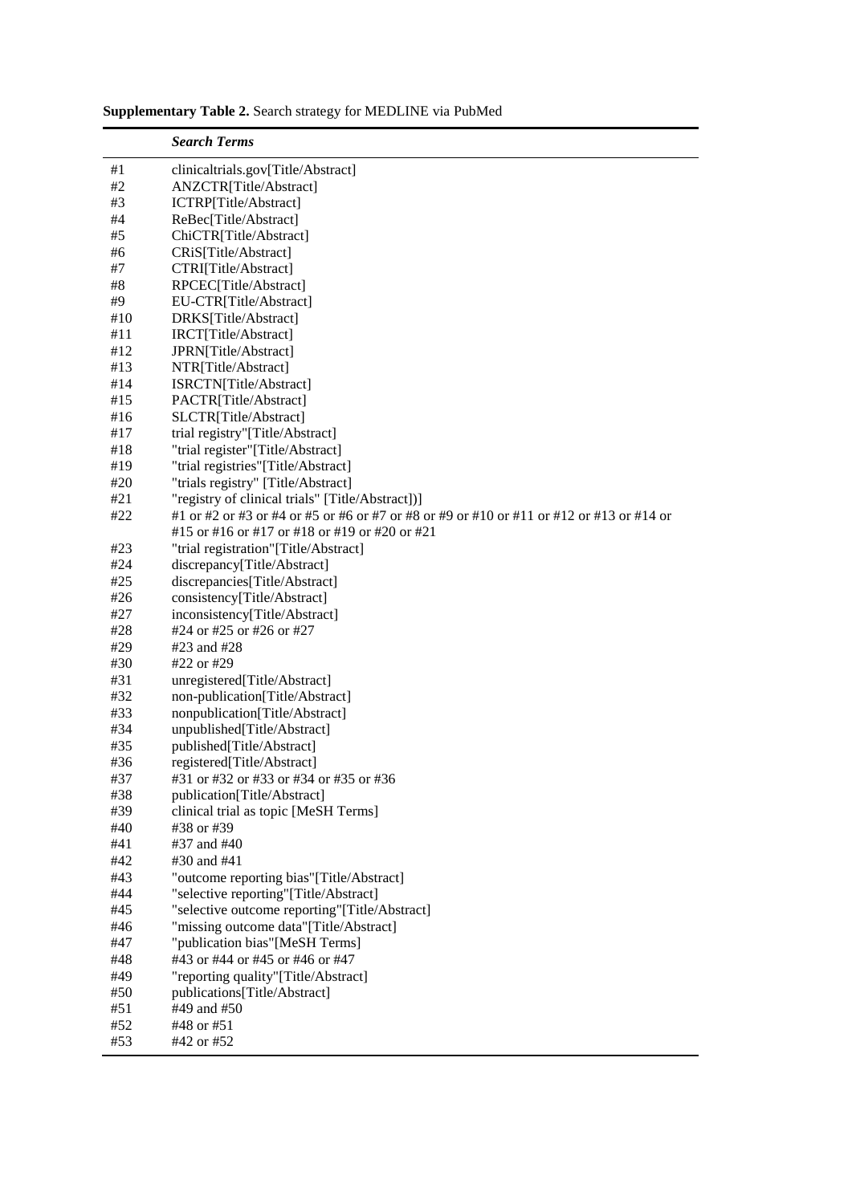**Supplementary Table 2.** Search strategy for MEDLINE via PubMed

| | *Search Terms* |
|---|---|
| #1 | clinicaltrials.gov[Title/Abstract] |
| #2 | ANZCTR[Title/Abstract] |
| #3 | ICTRP[Title/Abstract] |
| #4 | ReBec[Title/Abstract] |
| #5 | ChiCTR[Title/Abstract] |
| #6 | CRiS[Title/Abstract] |
| #7 | CTRI[Title/Abstract] |
| #8 | RPCEC[Title/Abstract] |
| #9 | EU-CTR[Title/Abstract] |
| #10 | DRKS[Title/Abstract] |
| #11 | IRCT[Title/Abstract] |
| #12 | JPRN[Title/Abstract] |
| #13 | NTR[Title/Abstract] |
| #14 | ISRCTN[Title/Abstract] |
| #15 | PACTR[Title/Abstract] |
| #16 | SLCTR[Title/Abstract] |
| #17 | trial registry"[Title/Abstract] |
| #18 | "trial register"[Title/Abstract] |
| #19 | "trial registries"[Title/Abstract] |
| #20 | "trials registry" [Title/Abstract] |
| #21 | "registry of clinical trials" [Title/Abstract])] |
| #22 | #1 or #2 or #3 or #4 or #5 or #6 or #7 or #8 or #9 or #10 or #11 or #12 or #13 or #14 or #15 or #16 or #17 or #18 or #19 or #20 or #21 |
| #23 | "trial registration"[Title/Abstract] |
| #24 | discrepancy[Title/Abstract] |
| #25 | discrepancies[Title/Abstract] |
| #26 | consistency[Title/Abstract] |
| #27 | inconsistency[Title/Abstract] |
| #28 | #24 or #25 or #26 or #27 |
| #29 | #23 and #28 |
| #30 | #22 or #29 |
| #31 | unregistered[Title/Abstract] |
| #32 | non-publication[Title/Abstract] |
| #33 | nonpublication[Title/Abstract] |
| #34 | unpublished[Title/Abstract] |
| #35 | published[Title/Abstract] |
| #36 | registered[Title/Abstract] |
| #37 | #31 or #32 or #33 or #34 or #35 or #36 |
| #38 | publication[Title/Abstract] |
| #39 | clinical trial as topic [MeSH Terms] |
| #40 | #38 or #39 |
| #41 | #37 and #40 |
| #42 | #30 and #41 |
| #43 | "outcome reporting bias"[Title/Abstract] |
| #44 | "selective reporting"[Title/Abstract] |
| #45 | "selective outcome reporting"[Title/Abstract] |
| #46 | "missing outcome data"[Title/Abstract] |
| #47 | "publication bias"[MeSH Terms] |
| #48 | #43 or #44 or #45 or #46 or #47 |
| #49 | "reporting quality"[Title/Abstract] |
| #50 | publications[Title/Abstract] |
| #51 | #49 and #50 |
| #52 | #48 or #51 |
| #53 | #42 or #52 |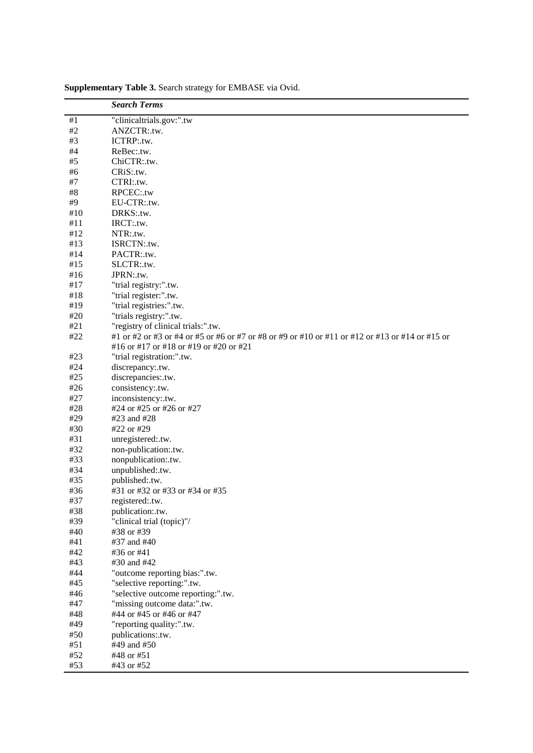**Supplementary Table 3.** Search strategy for EMBASE via Ovid.

| | *Search Terms* |
|---|---|
| #1 | "clinicaltrials.gov:".tw |
| #2 | ANZCTR:.tw. |
| #3 | ICTRP:.tw. |
| #4 | ReBec:.tw. |
| #5 | ChiCTR:.tw. |
| #6 | CRiS:.tw. |
| #7 | CTRI:.tw. |
| #8 | RPCEC:.tw |
| #9 | EU-CTR:.tw. |
| #10 | DRKS:.tw. |
| #11 | IRCT:.tw. |
| #12 | NTR:.tw. |
| #13 | ISRCTN:.tw. |
| #14 | PACTR:.tw. |
| #15 | SLCTR:.tw. |
| #16 | JPRN:.tw. |
| #17 | "trial registry:".tw. |
| #18 | "trial register:".tw. |
| #19 | "trial registries:".tw. |
| #20 | "trials registry:".tw. |
| #21 | "registry of clinical trials:".tw. |
| #22 | #1 or #2 or #3 or #4 or #5 or #6 or #7 or #8 or #9 or #10 or #11 or #12 or #13 or #14 or #15 or #16 or #17 or #18 or #19 or #20 or #21 |
| #23 | "trial registration:".tw. |
| #24 | discrepancy:.tw. |
| #25 | discrepancies:.tw. |
| #26 | consistency:.tw. |
| #27 | inconsistency:.tw. |
| #28 | #24 or #25 or #26 or #27 |
| #29 | #23 and #28 |
| #30 | #22 or #29 |
| #31 | unregistered:.tw. |
| #32 | non-publication:.tw. |
| #33 | nonpublication:.tw. |
| #34 | unpublished:.tw. |
| #35 | published:.tw. |
| #36 | #31 or #32 or #33 or #34 or #35 |
| #37 | registered:.tw. |
| #38 | publication:.tw. |
| #39 | "clinical trial (topic)"/ |
| #40 | #38 or #39 |
| #41 | #37 and #40 |
| #42 | #36 or #41 |
| #43 | #30 and #42 |
| #44 | "outcome reporting bias:".tw. |
| #45 | "selective reporting:".tw. |
| #46 | "selective outcome reporting:".tw. |
| #47 | "missing outcome data:".tw. |
| #48 | #44 or #45 or #46 or #47 |
| #49 | "reporting quality:".tw. |
| #50 | publications:.tw. |
| #51 | #49 and #50 |
| #52 | #48 or #51 |
| #53 | #43 or #52 |